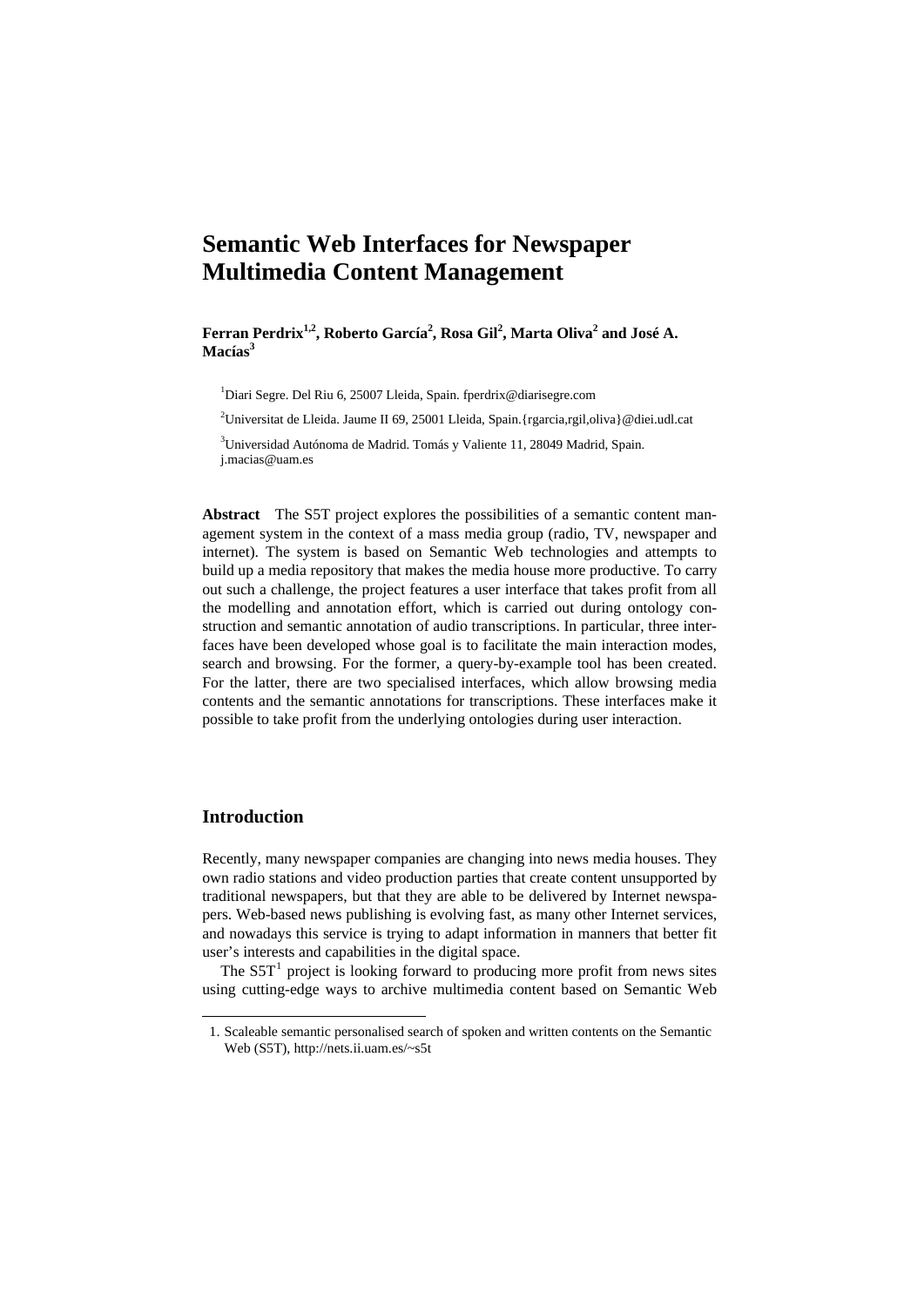# Semantic Web Interfaces for Newspaper Multimedia Content Management

**Ferran Perdrix[1,2], Roberto García[2], Rosa Gil[2], Marta Oliva[2] and José A. Macías[3]**

[1]Diari Segre. Del Riu 6, 25007 Lleida, Spain. fperdrix@diarisegre.com

[2]Universitat de Lleida. Jaume II 69, 25001 Lleida, Spain.{rgarcia,rgil,oliva}@diei.udl.cat

[3]Universidad Autónoma de Madrid. Tomás y Valiente 11, 28049 Madrid, Spain. j.macias@uam.es

**Abstract** The S5T project explores the possibilities of a semantic content management system in the context of a mass media group (radio, TV, newspaper and internet). The system is based on Semantic Web technologies and attempts to build up a media repository that makes the media house more productive. To carry out such a challenge, the project features a user interface that takes profit from all the modelling and annotation effort, which is carried out during ontology construction and semantic annotation of audio transcriptions. In particular, three interfaces have been developed whose goal is to facilitate the main interaction modes, search and browsing. For the former, a query-by-example tool has been created. For the latter, there are two specialised interfaces, which allow browsing media contents and the semantic annotations for transcriptions. These interfaces make it possible to take profit from the underlying ontologies during user interaction.

## Introduction

Recently, many newspaper companies are changing into news media houses. They own radio stations and video production parties that create content unsupported by traditional newspapers, but that they are able to be delivered by Internet newspapers. Web-based news publishing is evolving fast, as many other Internet services, and nowadays this service is trying to adapt information in manners that better fit user's interests and capabilities in the digital space.

The S5T[1] project is looking forward to producing more profit from news sites using cutting-edge ways to archive multimedia content based on Semantic Web

1. Scaleable semantic personalised search of spoken and written contents on the Semantic Web (S5T), http://nets.ii.uam.es/~s5t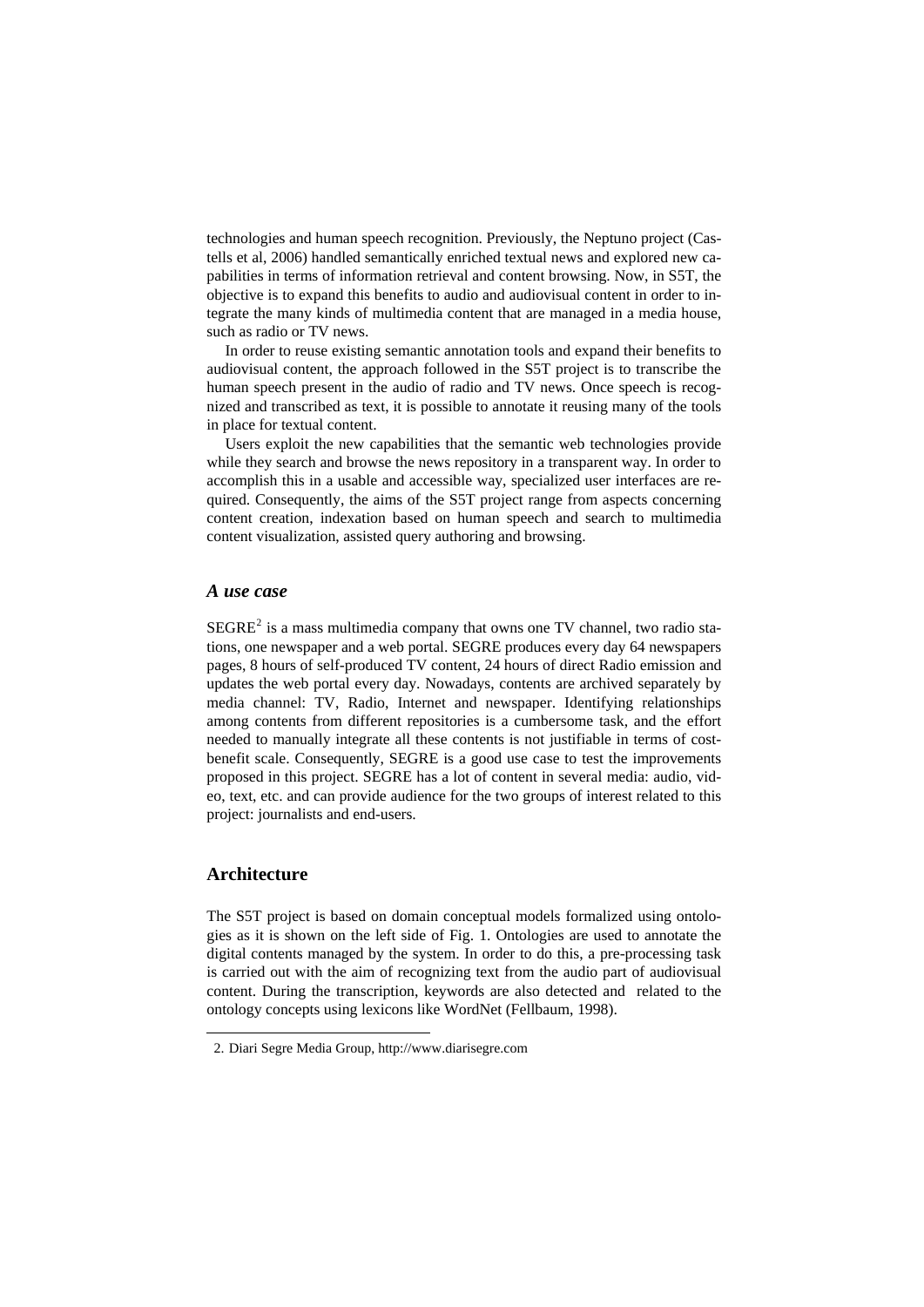technologies and human speech recognition. Previously, the Neptuno project (Castells et al, 2006) handled semantically enriched textual news and explored new capabilities in terms of information retrieval and content browsing. Now, in S5T, the objective is to expand this benefits to audio and audiovisual content in order to integrate the many kinds of multimedia content that are managed in a media house, such as radio or TV news.

In order to reuse existing semantic annotation tools and expand their benefits to audiovisual content, the approach followed in the S5T project is to transcribe the human speech present in the audio of radio and TV news. Once speech is recognized and transcribed as text, it is possible to annotate it reusing many of the tools in place for textual content.

Users exploit the new capabilities that the semantic web technologies provide while they search and browse the news repository in a transparent way. In order to accomplish this in a usable and accessible way, specialized user interfaces are required. Consequently, the aims of the S5T project range from aspects concerning content creation, indexation based on human speech and search to multimedia content visualization, assisted query authoring and browsing.

### *A use case*

SEGRE[2] is a mass multimedia company that owns one TV channel, two radio stations, one newspaper and a web portal. SEGRE produces every day 64 newspapers pages, 8 hours of self-produced TV content, 24 hours of direct Radio emission and updates the web portal every day. Nowadays, contents are archived separately by media channel: TV, Radio, Internet and newspaper. Identifying relationships among contents from different repositories is a cumbersome task, and the effort needed to manually integrate all these contents is not justifiable in terms of cost-benefit scale. Consequently, SEGRE is a good use case to test the improvements proposed in this project. SEGRE has a lot of content in several media: audio, video, text, etc. and can provide audience for the two groups of interest related to this project: journalists and end-users.

## Architecture

The S5T project is based on domain conceptual models formalized using ontologies as it is shown on the left side of Fig. 1. Ontologies are used to annotate the digital contents managed by the system. In order to do this, a pre-processing task is carried out with the aim of recognizing text from the audio part of audiovisual content. During the transcription, keywords are also detected and related to the ontology concepts using lexicons like WordNet (Fellbaum, 1998).

2. Diari Segre Media Group, http://www.diarisegre.com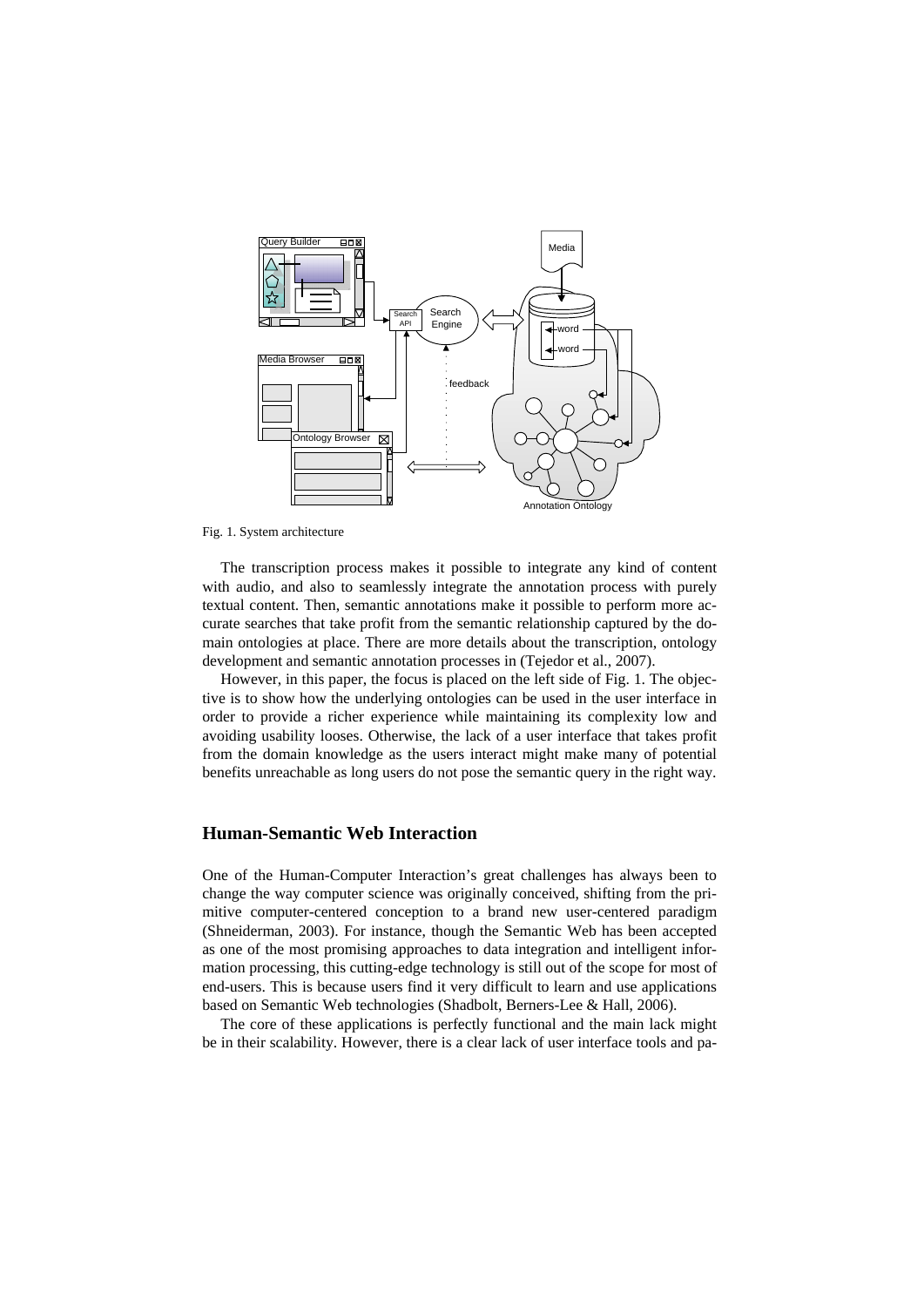Fig. 1. System architecture

The transcription process makes it possible to integrate any kind of content with audio, and also to seamlessly integrate the annotation process with purely textual content. Then, semantic annotations make it possible to perform more accurate searches that take profit from the semantic relationship captured by the domain ontologies at place. There are more details about the transcription, ontology development and semantic annotation processes in (Tejedor et al., 2007).

However, in this paper, the focus is placed on the left side of Fig. 1. The objective is to show how the underlying ontologies can be used in the user interface in order to provide a richer experience while maintaining its complexity low and avoiding usability looses. Otherwise, the lack of a user interface that takes profit from the domain knowledge as the users interact might make many of potential benefits unreachable as long users do not pose the semantic query in the right way.

## Human-Semantic Web Interaction

One of the Human-Computer Interaction's great challenges has always been to change the way computer science was originally conceived, shifting from the primitive computer-centered conception to a brand new user-centered paradigm (Shneiderman, 2003). For instance, though the Semantic Web has been accepted as one of the most promising approaches to data integration and intelligent information processing, this cutting-edge technology is still out of the scope for most of end-users. This is because users find it very difficult to learn and use applications based on Semantic Web technologies (Shadbolt, Berners-Lee & Hall, 2006).

The core of these applications is perfectly functional and the main lack might be in their scalability. However, there is a clear lack of user interface tools and pa-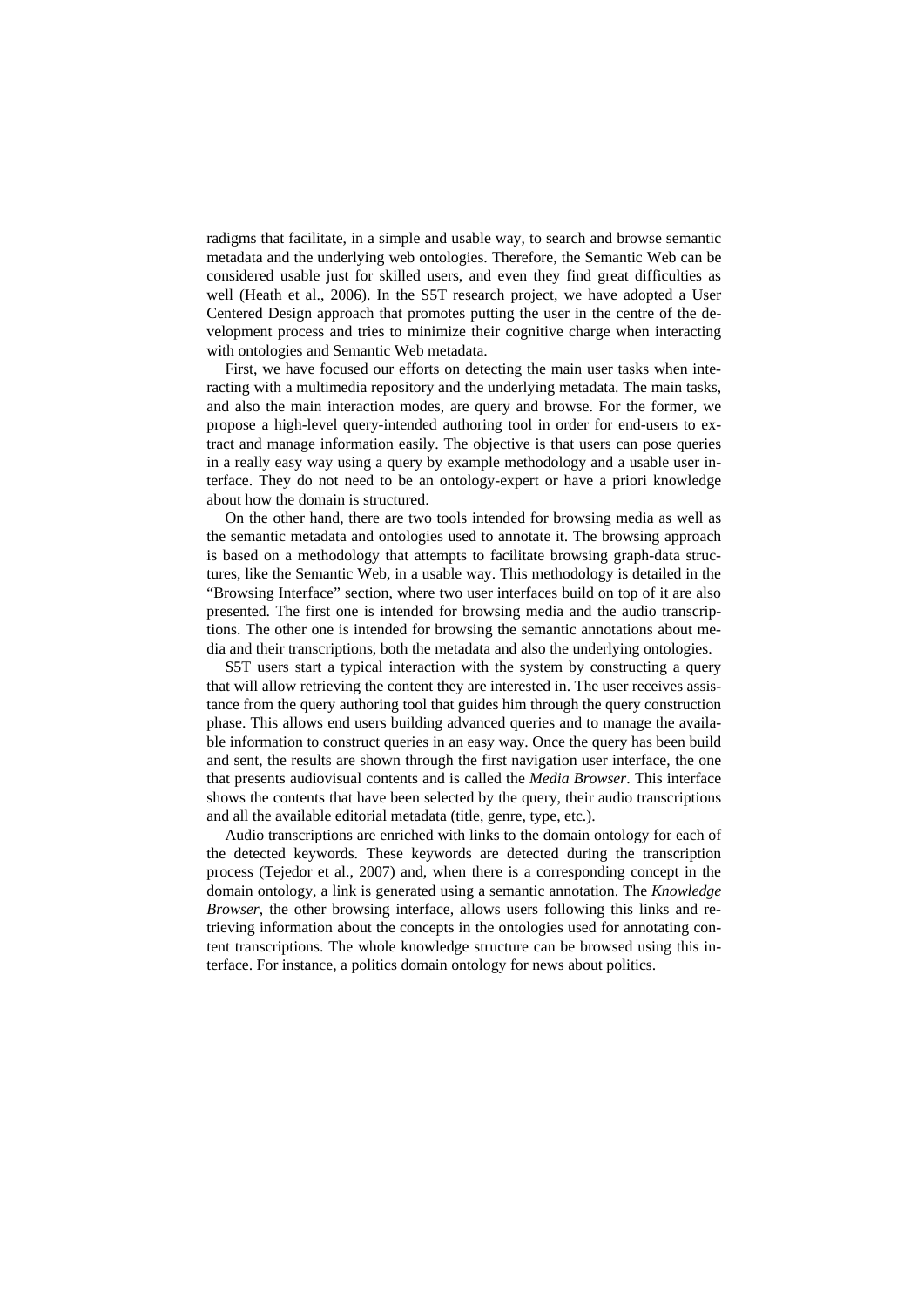radigms that facilitate, in a simple and usable way, to search and browse semantic metadata and the underlying web ontologies. Therefore, the Semantic Web can be considered usable just for skilled users, and even they find great difficulties as well (Heath et al., 2006). In the S5T research project, we have adopted a User Centered Design approach that promotes putting the user in the centre of the development process and tries to minimize their cognitive charge when interacting with ontologies and Semantic Web metadata.

First, we have focused our efforts on detecting the main user tasks when interacting with a multimedia repository and the underlying metadata. The main tasks, and also the main interaction modes, are query and browse. For the former, we propose a high-level query-intended authoring tool in order for end-users to extract and manage information easily. The objective is that users can pose queries in a really easy way using a query by example methodology and a usable user interface. They do not need to be an ontology-expert or have a priori knowledge about how the domain is structured.

On the other hand, there are two tools intended for browsing media as well as the semantic metadata and ontologies used to annotate it. The browsing approach is based on a methodology that attempts to facilitate browsing graph-data structures, like the Semantic Web, in a usable way. This methodology is detailed in the "Browsing Interface" section, where two user interfaces build on top of it are also presented. The first one is intended for browsing media and the audio transcriptions. The other one is intended for browsing the semantic annotations about media and their transcriptions, both the metadata and also the underlying ontologies.

S5T users start a typical interaction with the system by constructing a query that will allow retrieving the content they are interested in. The user receives assistance from the query authoring tool that guides him through the query construction phase. This allows end users building advanced queries and to manage the available information to construct queries in an easy way. Once the query has been build and sent, the results are shown through the first navigation user interface, the one that presents audiovisual contents and is called the *Media Browser*. This interface shows the contents that have been selected by the query, their audio transcriptions and all the available editorial metadata (title, genre, type, etc.).

Audio transcriptions are enriched with links to the domain ontology for each of the detected keywords. These keywords are detected during the transcription process (Tejedor et al., 2007) and, when there is a corresponding concept in the domain ontology, a link is generated using a semantic annotation. The *Knowledge Browser*, the other browsing interface, allows users following this links and retrieving information about the concepts in the ontologies used for annotating content transcriptions. The whole knowledge structure can be browsed using this interface. For instance, a politics domain ontology for news about politics.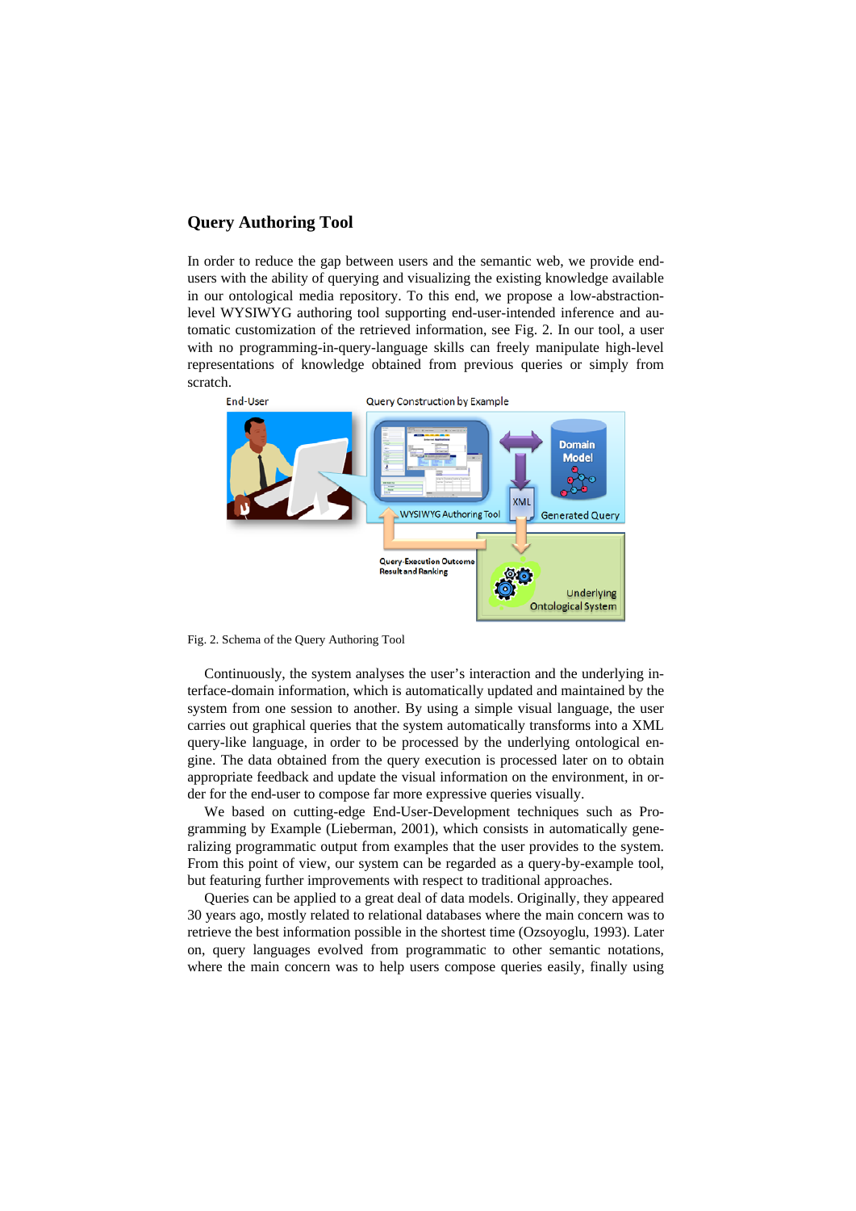## Query Authoring Tool

In order to reduce the gap between users and the semantic web, we provide end-users with the ability of querying and visualizing the existing knowledge available in our ontological media repository. To this end, we propose a low-abstraction-level WYSIWYG authoring tool supporting end-user-intended inference and automatic customization of the retrieved information, see Fig. 2. In our tool, a user with no programming-in-query-language skills can freely manipulate high-level representations of knowledge obtained from previous queries or simply from scratch.

End-User

Query Construction by Example

Domain Model

XML

WYSIWYG Authoring Tool

Generated Query

Query-Execution Outcome
Result and Ranking

Underlying
Ontological System

Fig. 2. Schema of the Query Authoring Tool

Continuously, the system analyses the user's interaction and the underlying interface-domain information, which is automatically updated and maintained by the system from one session to another. By using a simple visual language, the user carries out graphical queries that the system automatically transforms into a XML query-like language, in order to be processed by the underlying ontological engine. The data obtained from the query execution is processed later on to obtain appropriate feedback and update the visual information on the environment, in order for the end-user to compose far more expressive queries visually.

We based on cutting-edge End-User-Development techniques such as Programming by Example (Lieberman, 2001), which consists in automatically generalizing programmatic output from examples that the user provides to the system. From this point of view, our system can be regarded as a query-by-example tool, but featuring further improvements with respect to traditional approaches.

Queries can be applied to a great deal of data models. Originally, they appeared 30 years ago, mostly related to relational databases where the main concern was to retrieve the best information possible in the shortest time (Ozsoyoglu, 1993). Later on, query languages evolved from programmatic to other semantic notations, where the main concern was to help users compose queries easily, finally using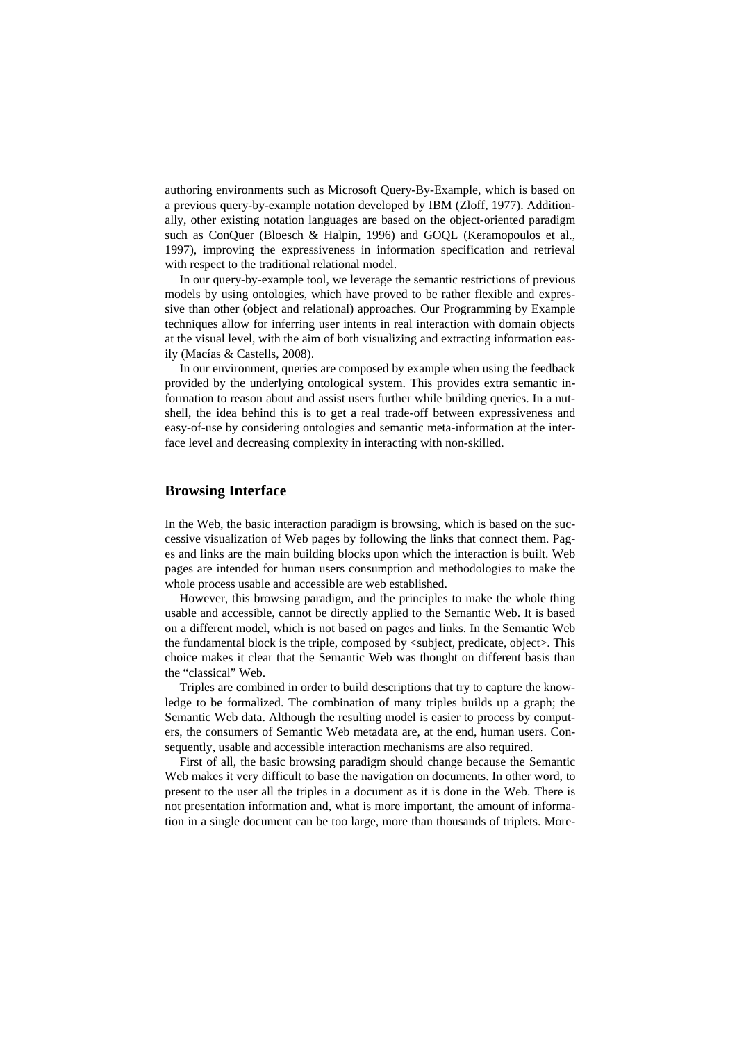authoring environments such as Microsoft Query-By-Example, which is based on a previous query-by-example notation developed by IBM (Zloff, 1977). Additionally, other existing notation languages are based on the object-oriented paradigm such as ConQuer (Bloesch & Halpin, 1996) and GOQL (Keramopoulos et al., 1997), improving the expressiveness in information specification and retrieval with respect to the traditional relational model.

In our query-by-example tool, we leverage the semantic restrictions of previous models by using ontologies, which have proved to be rather flexible and expressive than other (object and relational) approaches. Our Programming by Example techniques allow for inferring user intents in real interaction with domain objects at the visual level, with the aim of both visualizing and extracting information easily (Macías & Castells, 2008).

In our environment, queries are composed by example when using the feedback provided by the underlying ontological system. This provides extra semantic information to reason about and assist users further while building queries. In a nutshell, the idea behind this is to get a real trade-off between expressiveness and easy-of-use by considering ontologies and semantic meta-information at the interface level and decreasing complexity in interacting with non-skilled.

## Browsing Interface

In the Web, the basic interaction paradigm is browsing, which is based on the successive visualization of Web pages by following the links that connect them. Pages and links are the main building blocks upon which the interaction is built. Web pages are intended for human users consumption and methodologies to make the whole process usable and accessible are web established.

However, this browsing paradigm, and the principles to make the whole thing usable and accessible, cannot be directly applied to the Semantic Web. It is based on a different model, which is not based on pages and links. In the Semantic Web the fundamental block is the triple, composed by <subject, predicate, object>. This choice makes it clear that the Semantic Web was thought on different basis than the "classical" Web.

Triples are combined in order to build descriptions that try to capture the knowledge to be formalized. The combination of many triples builds up a graph; the Semantic Web data. Although the resulting model is easier to process by computers, the consumers of Semantic Web metadata are, at the end, human users. Consequently, usable and accessible interaction mechanisms are also required.

First of all, the basic browsing paradigm should change because the Semantic Web makes it very difficult to base the navigation on documents. In other word, to present to the user all the triples in a document as it is done in the Web. There is not presentation information and, what is more important, the amount of information in a single document can be too large, more than thousands of triplets. More-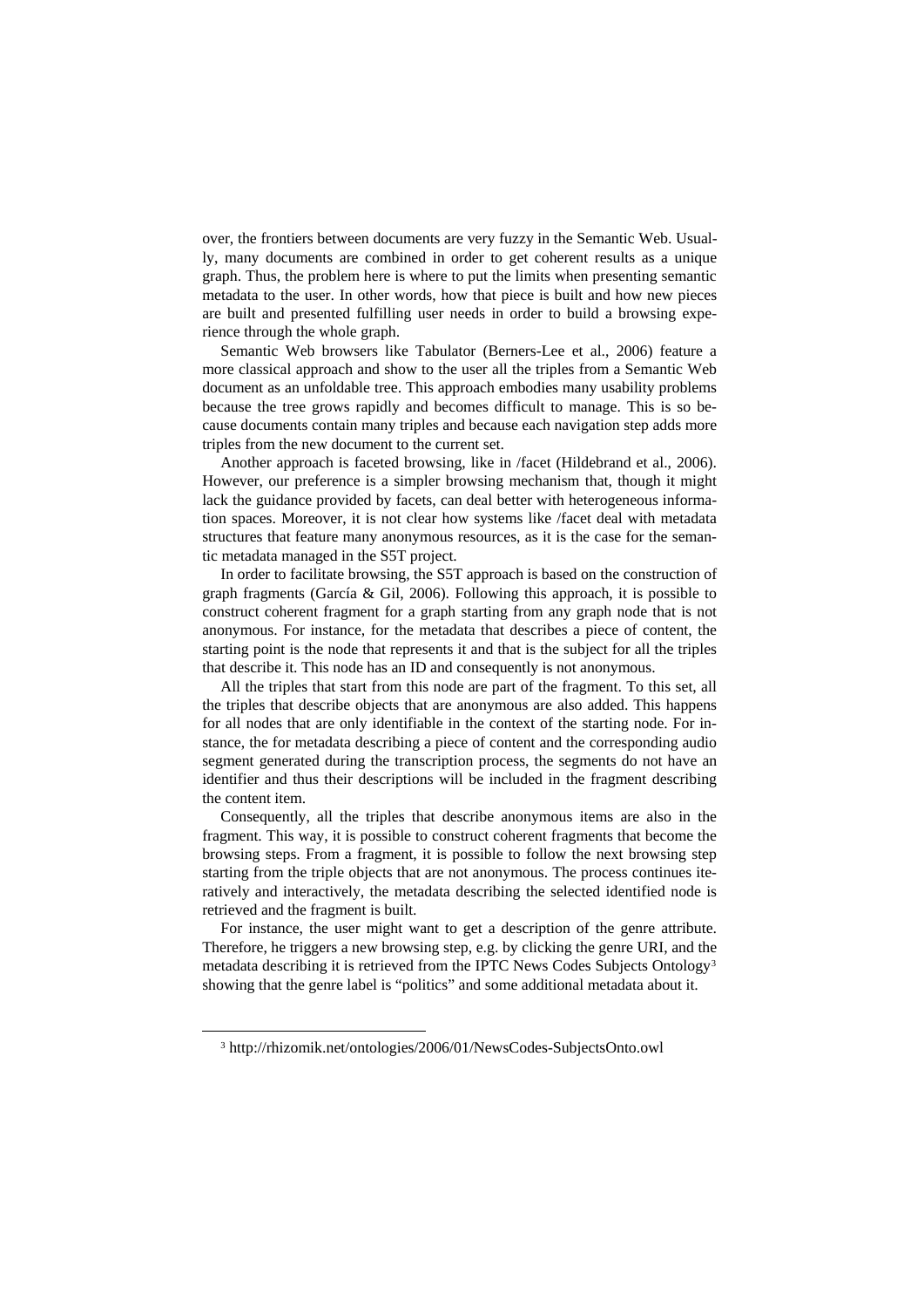over, the frontiers between documents are very fuzzy in the Semantic Web. Usually, many documents are combined in order to get coherent results as a unique graph. Thus, the problem here is where to put the limits when presenting semantic metadata to the user. In other words, how that piece is built and how new pieces are built and presented fulfilling user needs in order to build a browsing experience through the whole graph.

Semantic Web browsers like Tabulator (Berners-Lee et al., 2006) feature a more classical approach and show to the user all the triples from a Semantic Web document as an unfoldable tree. This approach embodies many usability problems because the tree grows rapidly and becomes difficult to manage. This is so because documents contain many triples and because each navigation step adds more triples from the new document to the current set.

Another approach is faceted browsing, like in /facet (Hildebrand et al., 2006). However, our preference is a simpler browsing mechanism that, though it might lack the guidance provided by facets, can deal better with heterogeneous information spaces. Moreover, it is not clear how systems like /facet deal with metadata structures that feature many anonymous resources, as it is the case for the semantic metadata managed in the S5T project.

In order to facilitate browsing, the S5T approach is based on the construction of graph fragments (García & Gil, 2006). Following this approach, it is possible to construct coherent fragment for a graph starting from any graph node that is not anonymous. For instance, for the metadata that describes a piece of content, the starting point is the node that represents it and that is the subject for all the triples that describe it. This node has an ID and consequently is not anonymous.

All the triples that start from this node are part of the fragment. To this set, all the triples that describe objects that are anonymous are also added. This happens for all nodes that are only identifiable in the context of the starting node. For instance, the for metadata describing a piece of content and the corresponding audio segment generated during the transcription process, the segments do not have an identifier and thus their descriptions will be included in the fragment describing the content item.

Consequently, all the triples that describe anonymous items are also in the fragment. This way, it is possible to construct coherent fragments that become the browsing steps. From a fragment, it is possible to follow the next browsing step starting from the triple objects that are not anonymous. The process continues iteratively and interactively, the metadata describing the selected identified node is retrieved and the fragment is built.

For instance, the user might want to get a description of the genre attribute. Therefore, he triggers a new browsing step, e.g. by clicking the genre URI, and the metadata describing it is retrieved from the IPTC News Codes Subjects Ontology[3] showing that the genre label is "politics" and some additional metadata about it.

[3] http://rhizomik.net/ontologies/2006/01/NewsCodes-SubjectsOnto.owl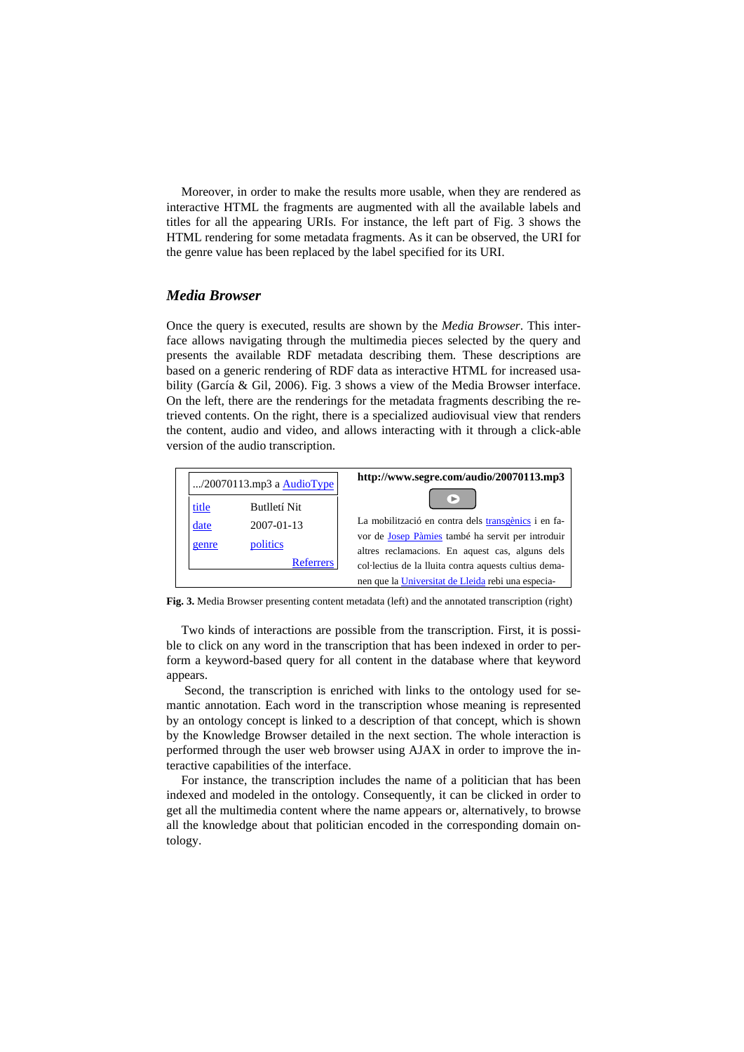Moreover, in order to make the results more usable, when they are rendered as interactive HTML the fragments are augmented with all the available labels and titles for all the appearing URIs. For instance, the left part of Fig. 3 shows the HTML rendering for some metadata fragments. As it can be observed, the URI for the genre value has been replaced by the label specified for its URI.

### *Media Browser*

Once the query is executed, results are shown by the *Media Browser*. This interface allows navigating through the multimedia pieces selected by the query and presents the available RDF metadata describing them. These descriptions are based on a generic rendering of RDF data as interactive HTML for increased usability (García & Gil, 2006). Fig. 3 shows a view of the Media Browser interface. On the left, there are the renderings for the metadata fragments describing the retrieved contents. On the right, there is a specialized audiovisual view that renders the content, audio and video, and allows interacting with it through a click-able version of the audio transcription.

.../20070113.mp3 a AudioType

| | |
|---|---|
| title | Butlletí Nit |
| date | 2007-01-13 |
| genre | politics |
| | Referrers |

**http://www.segre.com/audio/20070113.mp3**

La mobilització en contra dels transgènics i en favor de Josep Pàmies també ha servit per introduir altres reclamacions. En aquest cas, alguns dels col·lectius de la lluita contra aquests cultius demanen que la Universitat de Lleida rebi una especia-

**Fig. 3.** Media Browser presenting content metadata (left) and the annotated transcription (right)

Two kinds of interactions are possible from the transcription. First, it is possible to click on any word in the transcription that has been indexed in order to perform a keyword-based query for all content in the database where that keyword appears.

Second, the transcription is enriched with links to the ontology used for semantic annotation. Each word in the transcription whose meaning is represented by an ontology concept is linked to a description of that concept, which is shown by the Knowledge Browser detailed in the next section. The whole interaction is performed through the user web browser using AJAX in order to improve the interactive capabilities of the interface.

For instance, the transcription includes the name of a politician that has been indexed and modeled in the ontology. Consequently, it can be clicked in order to get all the multimedia content where the name appears or, alternatively, to browse all the knowledge about that politician encoded in the corresponding domain ontology.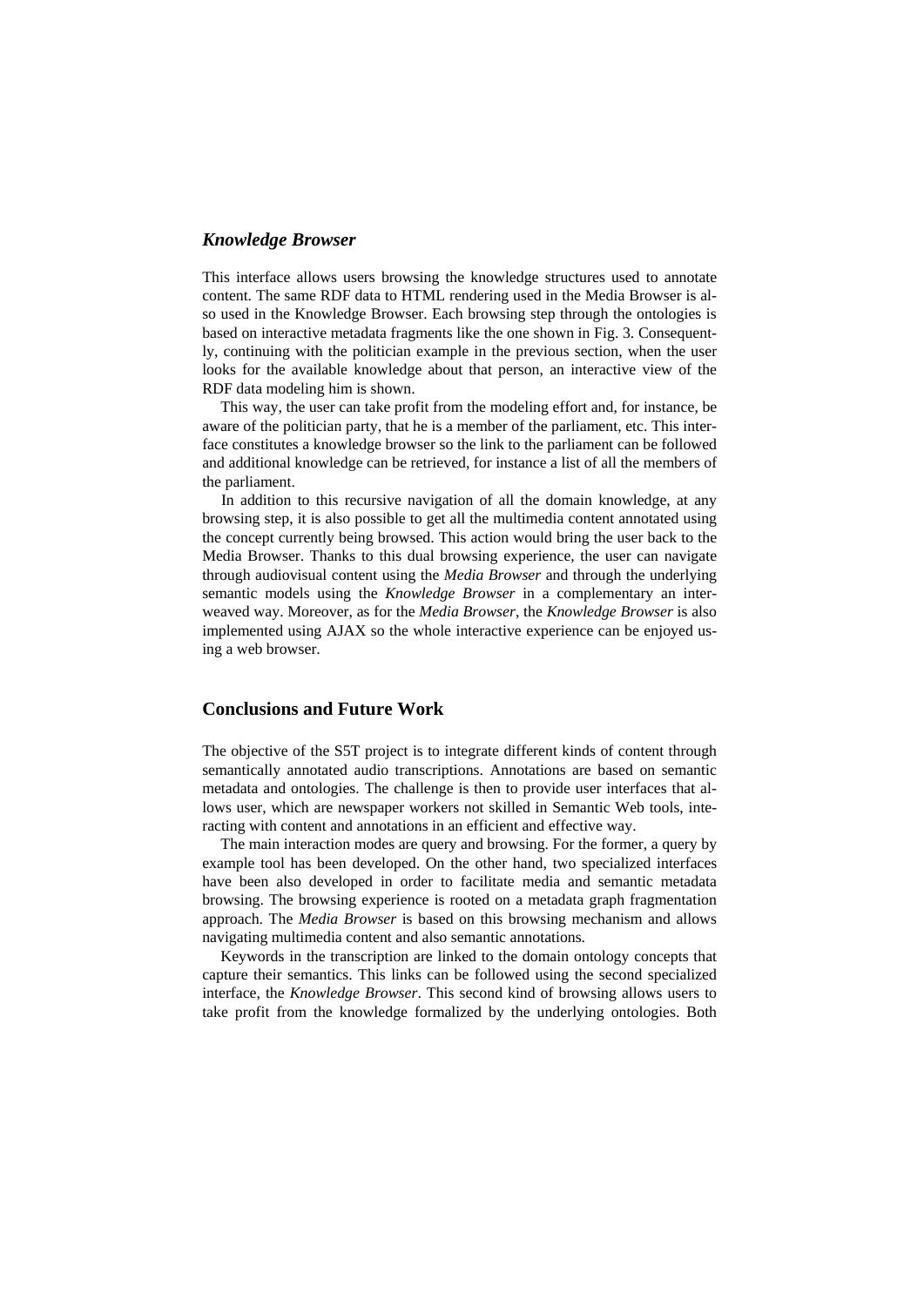### *Knowledge Browser*

This interface allows users browsing the knowledge structures used to annotate content. The same RDF data to HTML rendering used in the Media Browser is also used in the Knowledge Browser. Each browsing step through the ontologies is based on interactive metadata fragments like the one shown in Fig. 3. Consequently, continuing with the politician example in the previous section, when the user looks for the available knowledge about that person, an interactive view of the RDF data modeling him is shown.

This way, the user can take profit from the modeling effort and, for instance, be aware of the politician party, that he is a member of the parliament, etc. This interface constitutes a knowledge browser so the link to the parliament can be followed and additional knowledge can be retrieved, for instance a list of all the members of the parliament.

In addition to this recursive navigation of all the domain knowledge, at any browsing step, it is also possible to get all the multimedia content annotated using the concept currently being browsed. This action would bring the user back to the Media Browser. Thanks to this dual browsing experience, the user can navigate through audiovisual content using the *Media Browser* and through the underlying semantic models using the *Knowledge Browser* in a complementary an interweaved way. Moreover, as for the *Media Browser*, the *Knowledge Browser* is also implemented using AJAX so the whole interactive experience can be enjoyed using a web browser.

## Conclusions and Future Work

The objective of the S5T project is to integrate different kinds of content through semantically annotated audio transcriptions. Annotations are based on semantic metadata and ontologies. The challenge is then to provide user interfaces that allows user, which are newspaper workers not skilled in Semantic Web tools, interacting with content and annotations in an efficient and effective way.

The main interaction modes are query and browsing. For the former, a query by example tool has been developed. On the other hand, two specialized interfaces have been also developed in order to facilitate media and semantic metadata browsing. The browsing experience is rooted on a metadata graph fragmentation approach. The *Media Browser* is based on this browsing mechanism and allows navigating multimedia content and also semantic annotations.

Keywords in the transcription are linked to the domain ontology concepts that capture their semantics. This links can be followed using the second specialized interface, the *Knowledge Browser*. This second kind of browsing allows users to take profit from the knowledge formalized by the underlying ontologies. Both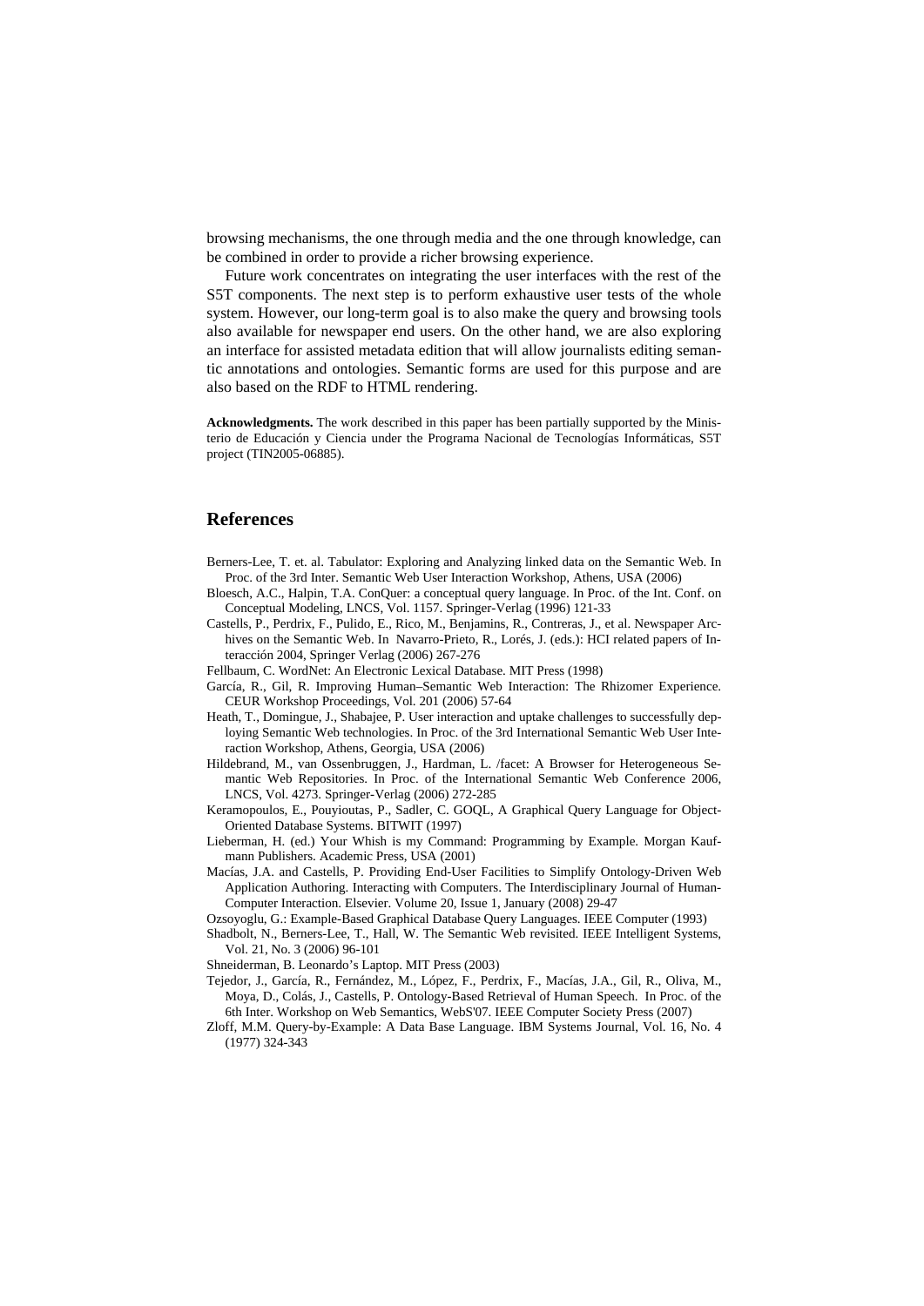browsing mechanisms, the one through media and the one through knowledge, can be combined in order to provide a richer browsing experience.

Future work concentrates on integrating the user interfaces with the rest of the S5T components. The next step is to perform exhaustive user tests of the whole system. However, our long-term goal is to also make the query and browsing tools also available for newspaper end users. On the other hand, we are also exploring an interface for assisted metadata edition that will allow journalists editing semantic annotations and ontologies. Semantic forms are used for this purpose and are also based on the RDF to HTML rendering.

**Acknowledgments.** The work described in this paper has been partially supported by the Ministerio de Educación y Ciencia under the Programa Nacional de Tecnologías Informáticas, S5T project (TIN2005-06885).

## References

Berners-Lee, T. et. al. Tabulator: Exploring and Analyzing linked data on the Semantic Web. In Proc. of the 3rd Inter. Semantic Web User Interaction Workshop, Athens, USA (2006)

Bloesch, A.C., Halpin, T.A. ConQuer: a conceptual query language. In Proc. of the Int. Conf. on Conceptual Modeling, LNCS, Vol. 1157. Springer-Verlag (1996) 121-33

Castells, P., Perdrix, F., Pulido, E., Rico, M., Benjamins, R., Contreras, J., et al. Newspaper Archives on the Semantic Web. In Navarro-Prieto, R., Lorés, J. (eds.): HCI related papers of Interacción 2004, Springer Verlag (2006) 267-276

Fellbaum, C. WordNet: An Electronic Lexical Database. MIT Press (1998)

García, R., Gil, R. Improving Human–Semantic Web Interaction: The Rhizomer Experience. CEUR Workshop Proceedings, Vol. 201 (2006) 57-64

Heath, T., Domingue, J., Shabajee, P. User interaction and uptake challenges to successfully deploying Semantic Web technologies. In Proc. of the 3rd International Semantic Web User Interaction Workshop, Athens, Georgia, USA (2006)

Hildebrand, M., van Ossenbruggen, J., Hardman, L. /facet: A Browser for Heterogeneous Semantic Web Repositories. In Proc. of the International Semantic Web Conference 2006, LNCS, Vol. 4273. Springer-Verlag (2006) 272-285

Keramopoulos, E., Pouyioutas, P., Sadler, C. GOQL, A Graphical Query Language for Object-Oriented Database Systems. BITWIT (1997)

Lieberman, H. (ed.) Your Whish is my Command: Programming by Example. Morgan Kaufmann Publishers. Academic Press, USA (2001)

Macías, J.A. and Castells, P. Providing End-User Facilities to Simplify Ontology-Driven Web Application Authoring. Interacting with Computers. The Interdisciplinary Journal of Human-Computer Interaction. Elsevier. Volume 20, Issue 1, January (2008) 29-47

Ozsoyoglu, G.: Example-Based Graphical Database Query Languages. IEEE Computer (1993)

Shadbolt, N., Berners-Lee, T., Hall, W. The Semantic Web revisited. IEEE Intelligent Systems, Vol. 21, No. 3 (2006) 96-101

Shneiderman, B. Leonardo's Laptop. MIT Press (2003)

Tejedor, J., García, R., Fernández, M., López, F., Perdrix, F., Macías, J.A., Gil, R., Oliva, M., Moya, D., Colás, J., Castells, P. Ontology-Based Retrieval of Human Speech. In Proc. of the 6th Inter. Workshop on Web Semantics, WebS'07. IEEE Computer Society Press (2007)

Zloff, M.M. Query-by-Example: A Data Base Language. IBM Systems Journal, Vol. 16, No. 4 (1977) 324-343